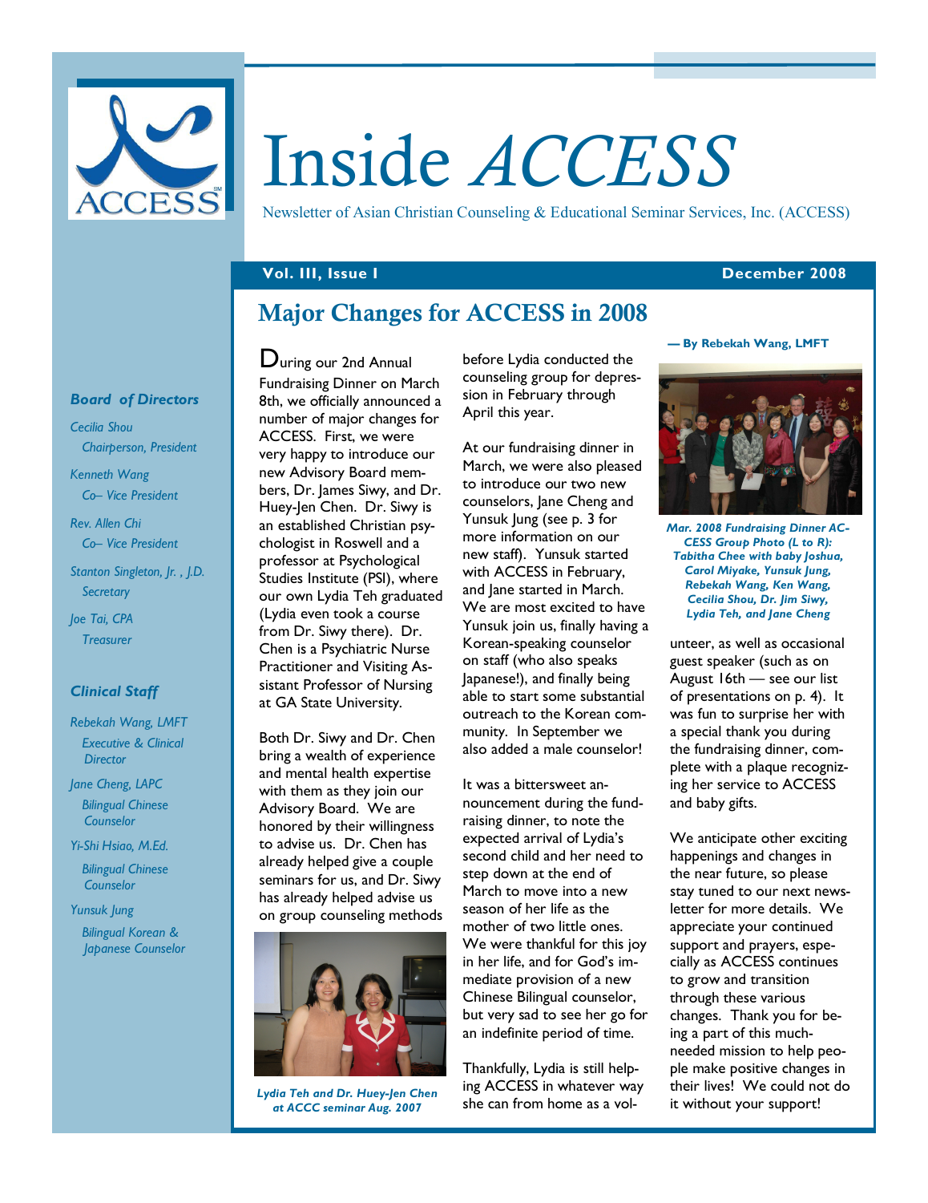# Inside *ACCESS*

Newsletter of Asian Christian Counseling & Educational Seminar Services, Inc. (ACCESS)

**Vol. III, Issue I** — **December 2008**

***Board of Directors***

*Cecilia Shou*
*Chairperson, President*

*Kenneth Wang*
*Co– Vice President*

*Rev. Allen Chi*
*Co– Vice President*

*Stanton Singleton, Jr. , J.D.*
*Secretary*

*Joe Tai, CPA*
*Treasurer*

***Clinical Staff***

*Rebekah Wang, LMFT*
*Executive & Clinical Director*

*Jane Cheng, LAPC*
*Bilingual Chinese Counselor*

*Yi-Shi Hsiao, M.Ed.*
*Bilingual Chinese Counselor*

*Yunsuk Jung*
*Bilingual Korean & Japanese Counselor*

## Major Changes for ACCESS in 2008

**— By Rebekah Wang, LMFT**

During our 2nd Annual Fundraising Dinner on March 8th, we officially announced a number of major changes for ACCESS. First, we were very happy to introduce our new Advisory Board members, Dr. James Siwy, and Dr. Huey-Jen Chen. Dr. Siwy is an established Christian psychologist in Roswell and a professor at Psychological Studies Institute (PSI), where our own Lydia Teh graduated (Lydia even took a course from Dr. Siwy there). Dr. Chen is a Psychiatric Nurse Practitioner and Visiting Assistant Professor of Nursing at GA State University.

Both Dr. Siwy and Dr. Chen bring a wealth of experience and mental health expertise with them as they join our Advisory Board. We are honored by their willingness to advise us. Dr. Chen has already helped give a couple seminars for us, and Dr. Siwy has already helped advise us on group counseling methods before Lydia conducted the counseling group for depression in February through April this year.

*Lydia Teh and Dr. Huey-Jen Chen at ACCC seminar Aug. 2007*

At our fundraising dinner in March, we were also pleased to introduce our two new counselors, Jane Cheng and Yunsuk Jung (see p. 3 for more information on our new staff). Yunsuk started with ACCESS in February, and Jane started in March. We are most excited to have Yunsuk join us, finally having a Korean-speaking counselor on staff (who also speaks Japanese!), and finally being able to start some substantial outreach to the Korean community. In September we also added a male counselor!

It was a bittersweet announcement during the fundraising dinner, to note the expected arrival of Lydia's second child and her need to step down at the end of March to move into a new season of her life as the mother of two little ones. We were thankful for this joy in her life, and for God's immediate provision of a new Chinese Bilingual counselor, but very sad to see her go for an indefinite period of time.

Thankfully, Lydia is still helping ACCESS in whatever way she can from home as a volunteer, as well as occasional guest speaker (such as on August 16th — see our list of presentations on p. 4). It was fun to surprise her with a special thank you during the fundraising dinner, complete with a plaque recognizing her service to ACCESS and baby gifts.

*Mar. 2008 Fundraising Dinner ACCESS Group Photo (L to R): Tabitha Chee with baby Joshua, Carol Miyake, Yunsuk Jung, Rebekah Wang, Ken Wang, Cecilia Shou, Dr. Jim Siwy, Lydia Teh, and Jane Cheng*

We anticipate other exciting happenings and changes in the near future, so please stay tuned to our next newsletter for more details. We appreciate your continued support and prayers, especially as ACCESS continues to grow and transition through these various changes. Thank you for being a part of this much-needed mission to help people make positive changes in their lives! We could not do it without your support!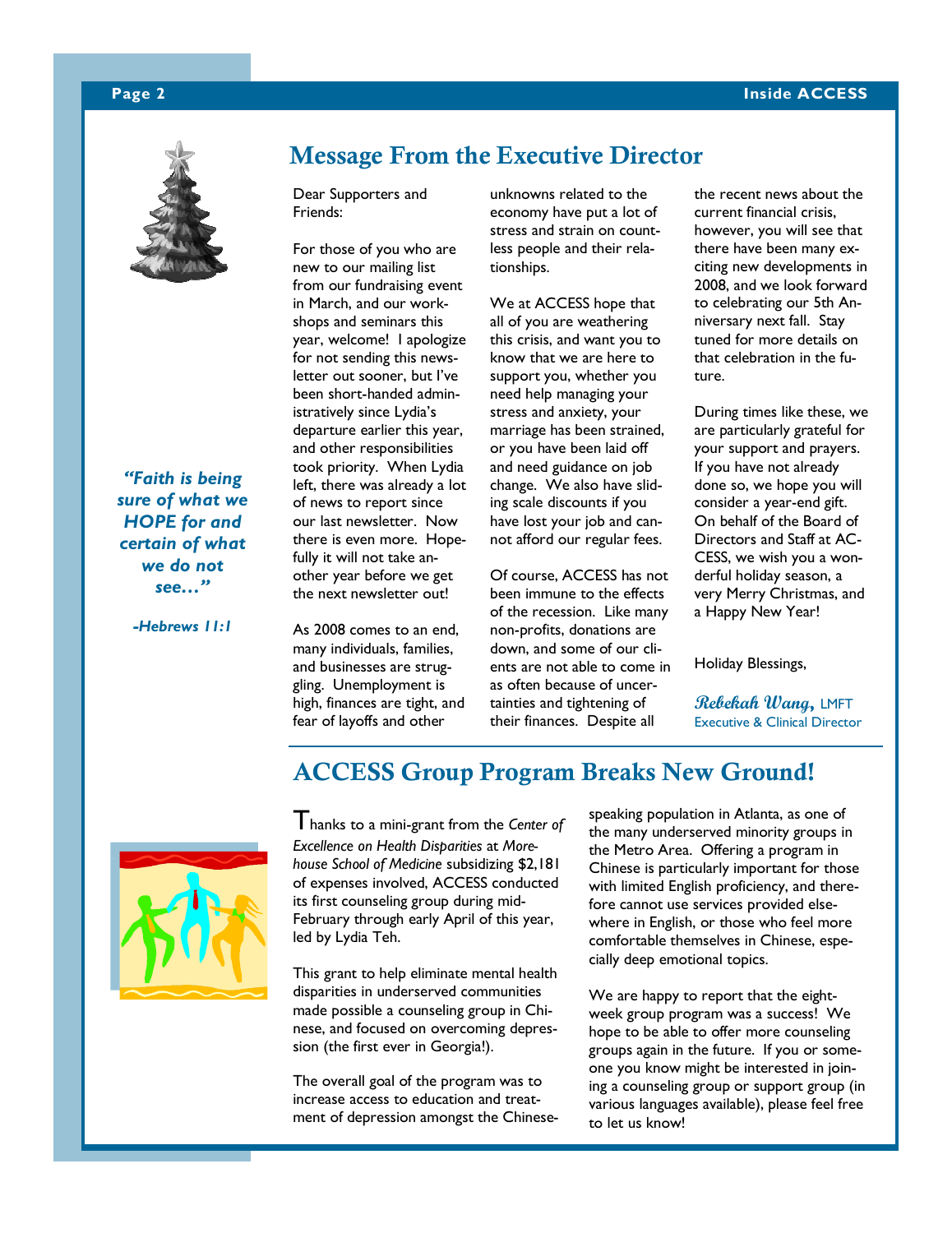## Message From the Executive Director

Dear Supporters and Friends:

For those of you who are new to our mailing list from our fundraising event in March, and our workshops and seminars this year, welcome! I apologize for not sending this newsletter out sooner, but I've been short-handed administratively since Lydia's departure earlier this year, and other responsibilities took priority. When Lydia left, there was already a lot of news to report since our last newsletter. Now there is even more. Hopefully it will not take another year before we get the next newsletter out!

As 2008 comes to an end, many individuals, families, and businesses are struggling. Unemployment is high, finances are tight, and fear of layoffs and other unknowns related to the economy have put a lot of stress and strain on countless people and their relationships.

We at ACCESS hope that all of you are weathering this crisis, and want you to know that we are here to support you, whether you need help managing your stress and anxiety, your marriage has been strained, or you have been laid off and need guidance on job change. We also have sliding scale discounts if you have lost your job and cannot afford our regular fees.

Of course, ACCESS has not been immune to the effects of the recession. Like many non-profits, donations are down, and some of our clients are not able to come in as often because of uncertainties and tightening of their finances. Despite all the recent news about the current financial crisis, however, you will see that there have been many exciting new developments in 2008, and we look forward to celebrating our 5th Anniversary next fall. Stay tuned for more details on that celebration in the future.

During times like these, we are particularly grateful for your support and prayers. If you have not already done so, we hope you will consider a year-end gift. On behalf of the Board of Directors and Staff at ACCESS, we wish you a wonderful holiday season, a very Merry Christmas, and a Happy New Year!

Holiday Blessings,

*Rebekah Wang*, LMFT
Executive & Clinical Director

> ***"Faith is being sure of what we HOPE for and certain of what we do not see…"***
>
> ***-Hebrews 11:1***

## ACCESS Group Program Breaks New Ground!

Thanks to a mini-grant from the *Center of Excellence on Health Disparities* at *Morehouse School of Medicine* subsidizing $2,181 of expenses involved, ACCESS conducted its first counseling group during mid-February through early April of this year, led by Lydia Teh.

This grant to help eliminate mental health disparities in underserved communities made possible a counseling group in Chinese, and focused on overcoming depression (the first ever in Georgia!).

The overall goal of the program was to increase access to education and treatment of depression amongst the Chinese-speaking population in Atlanta, as one of the many underserved minority groups in the Metro Area. Offering a program in Chinese is particularly important for those with limited English proficiency, and therefore cannot use services provided elsewhere in English, or those who feel more comfortable themselves in Chinese, especially deep emotional topics.

We are happy to report that the eight-week group program was a success! We hope to be able to offer more counseling groups again in the future. If you or someone you know might be interested in joining a counseling group or support group (in various languages available), please feel free to let us know!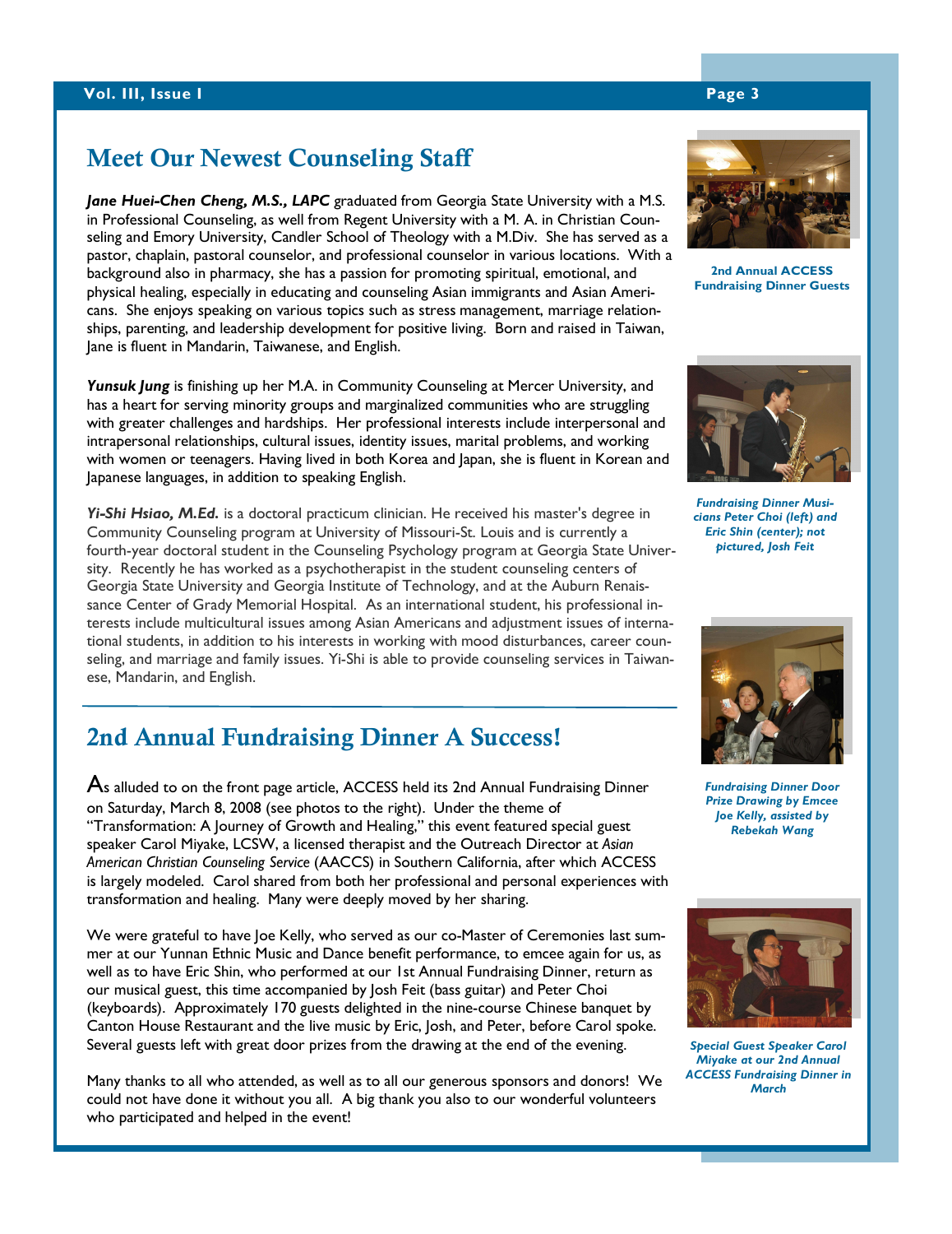## Meet Our Newest Counseling Staff

***Jane Huei-Chen Cheng, M.S., LAPC*** graduated from Georgia State University with a M.S. in Professional Counseling, as well from Regent University with a M. A. in Christian Counseling and Emory University, Candler School of Theology with a M.Div. She has served as a pastor, chaplain, pastoral counselor, and professional counselor in various locations. With a background also in pharmacy, she has a passion for promoting spiritual, emotional, and physical healing, especially in educating and counseling Asian immigrants and Asian Americans. She enjoys speaking on various topics such as stress management, marriage relationships, parenting, and leadership development for positive living. Born and raised in Taiwan, Jane is fluent in Mandarin, Taiwanese, and English.

***Yunsuk Jung*** is finishing up her M.A. in Community Counseling at Mercer University, and has a heart for serving minority groups and marginalized communities who are struggling with greater challenges and hardships. Her professional interests include interpersonal and intrapersonal relationships, cultural issues, identity issues, marital problems, and working with women or teenagers. Having lived in both Korea and Japan, she is fluent in Korean and Japanese languages, in addition to speaking English.

***Yi-Shi Hsiao, M.Ed.*** is a doctoral practicum clinician. He received his master's degree in Community Counseling program at University of Missouri-St. Louis and is currently a fourth-year doctoral student in the Counseling Psychology program at Georgia State University. Recently he has worked as a psychotherapist in the student counseling centers of Georgia State University and Georgia Institute of Technology, and at the Auburn Renaissance Center of Grady Memorial Hospital. As an international student, his professional interests include multicultural issues among Asian Americans and adjustment issues of international students, in addition to his interests in working with mood disturbances, career counseling, and marriage and family issues. Yi-Shi is able to provide counseling services in Taiwanese, Mandarin, and English.

## 2nd Annual Fundraising Dinner A Success!

As alluded to on the front page article, ACCESS held its 2nd Annual Fundraising Dinner on Saturday, March 8, 2008 (see photos to the right). Under the theme of "Transformation: A Journey of Growth and Healing," this event featured special guest speaker Carol Miyake, LCSW, a licensed therapist and the Outreach Director at *Asian American Christian Counseling Service* (AACCS) in Southern California, after which ACCESS is largely modeled. Carol shared from both her professional and personal experiences with transformation and healing. Many were deeply moved by her sharing.

We were grateful to have Joe Kelly, who served as our co-Master of Ceremonies last summer at our Yunnan Ethnic Music and Dance benefit performance, to emcee again for us, as well as to have Eric Shin, who performed at our 1st Annual Fundraising Dinner, return as our musical guest, this time accompanied by Josh Feit (bass guitar) and Peter Choi (keyboards). Approximately 170 guests delighted in the nine-course Chinese banquet by Canton House Restaurant and the live music by Eric, Josh, and Peter, before Carol spoke. Several guests left with great door prizes from the drawing at the end of the evening.

Many thanks to all who attended, as well as to all our generous sponsors and donors! We could not have done it without you all. A big thank you also to our wonderful volunteers who participated and helped in the event!

**2nd Annual ACCESS Fundraising Dinner Guests**

***Fundraising Dinner Musicians Peter Choi (left) and Eric Shin (center); not pictured, Josh Feit***

***Fundraising Dinner Door Prize Drawing by Emcee Joe Kelly, assisted by Rebekah Wang***

***Special Guest Speaker Carol Miyake at our 2nd Annual ACCESS Fundraising Dinner in March***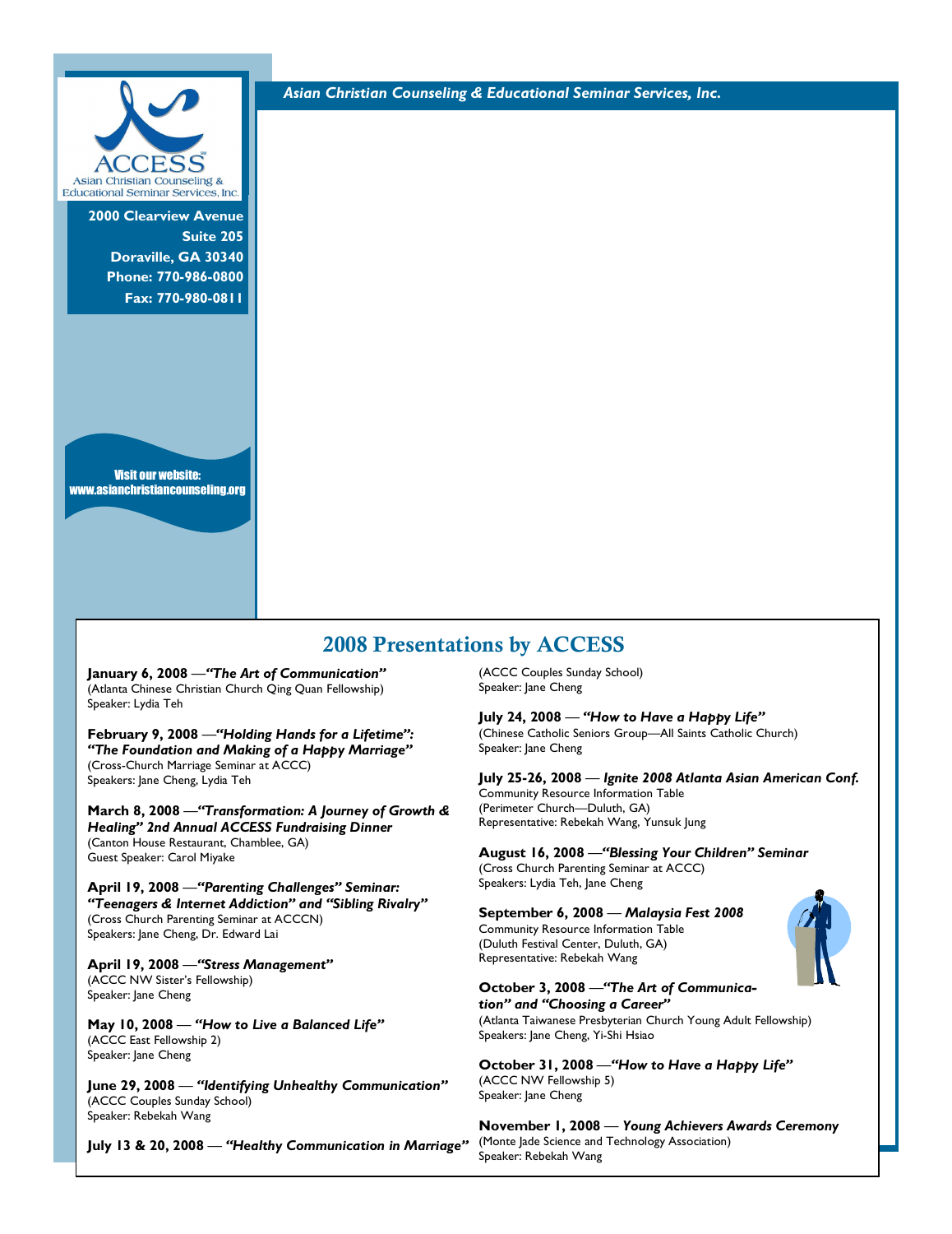ACCESS
Asian Christian Counseling & Educational Seminar Services, Inc.

**2000 Clearview Avenue**
**Suite 205**
**Doraville, GA 30340**
**Phone: 770-986-0800**
**Fax: 770-980-0811**

**Visit our website: www.asianchristiancounseling.org**

***Asian Christian Counseling & Educational Seminar Services, Inc.***

## 2008 Presentations by ACCESS

**January 6, 2008 —*"The Art of Communication"***
(Atlanta Chinese Christian Church Qing Quan Fellowship)
Speaker: Lydia Teh

**February 9, 2008 —*"Holding Hands for a Lifetime": "The Foundation and Making of a Happy Marriage"***
(Cross-Church Marriage Seminar at ACCC)
Speakers: Jane Cheng, Lydia Teh

**March 8, 2008 —*"Transformation: A Journey of Growth & Healing" 2nd Annual ACCESS Fundraising Dinner***
(Canton House Restaurant, Chamblee, GA)
Guest Speaker: Carol Miyake

**April 19, 2008 —*"Parenting Challenges" Seminar: "Teenagers & Internet Addiction" and "Sibling Rivalry"***
(Cross Church Parenting Seminar at ACCCN)
Speakers: Jane Cheng, Dr. Edward Lai

**April 19, 2008 —*"Stress Management"***
(ACCC NW Sister's Fellowship)
Speaker: Jane Cheng

**May 10, 2008 — *"How to Live a Balanced Life"***
(ACCC East Fellowship 2)
Speaker: Jane Cheng

**June 29, 2008 — *"Identifying Unhealthy Communication"***
(ACCC Couples Sunday School)
Speaker: Rebekah Wang

**July 13 & 20, 2008 — *"Healthy Communication in Marriage"***
(ACCC Couples Sunday School)
Speaker: Jane Cheng

**July 24, 2008 — *"How to Have a Happy Life"***
(Chinese Catholic Seniors Group—All Saints Catholic Church)
Speaker: Jane Cheng

**July 25-26, 2008 — *Ignite 2008 Atlanta Asian American Conf.***
Community Resource Information Table
(Perimeter Church—Duluth, GA)
Representative: Rebekah Wang, Yunsuk Jung

**August 16, 2008 —*"Blessing Your Children" Seminar***
(Cross Church Parenting Seminar at ACCC)
Speakers: Lydia Teh, Jane Cheng

**September 6, 2008 — *Malaysia Fest 2008***
Community Resource Information Table
(Duluth Festival Center, Duluth, GA)
Representative: Rebekah Wang

**October 3, 2008 —*"The Art of Communication" and "Choosing a Career"***
(Atlanta Taiwanese Presbyterian Church Young Adult Fellowship)
Speakers: Jane Cheng, Yi-Shi Hsiao

**October 31, 2008 —*"How to Have a Happy Life"***
(ACCC NW Fellowship 5)
Speaker: Jane Cheng

**November 1, 2008 — *Young Achievers Awards Ceremony***
(Monte Jade Science and Technology Association)
Speaker: Rebekah Wang